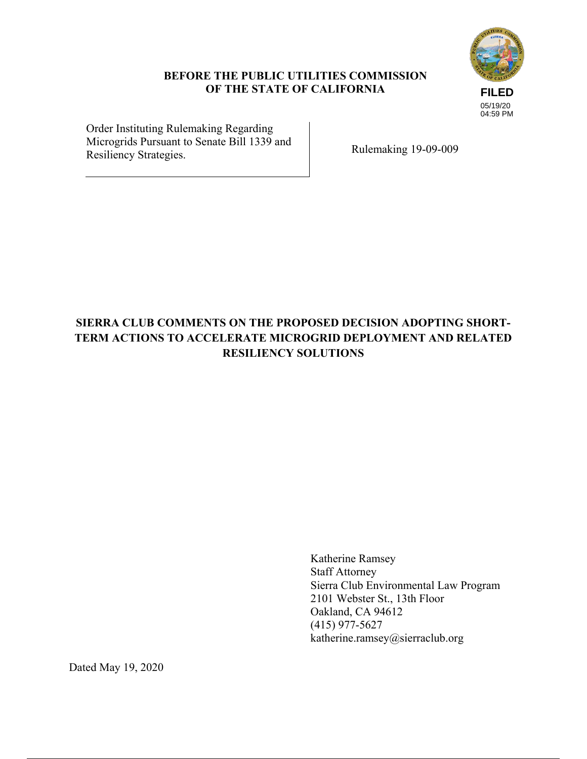**BEFORE THE PUBLIC UTILITIES COMMISSION OF THE STATE OF CALIFORNIA**

FILED
05/19/20
04:59 PM

| Order Instituting Rulemaking Regarding Microgrids Pursuant to Senate Bill 1339 and Resiliency Strategies. | Rulemaking 19-09-009 |
|---|---|

# SIERRA CLUB COMMENTS ON THE PROPOSED DECISION ADOPTING SHORT-TERM ACTIONS TO ACCELERATE MICROGRID DEPLOYMENT AND RELATED RESILIENCY SOLUTIONS

Katherine Ramsey
Staff Attorney
Sierra Club Environmental Law Program
2101 Webster St., 13th Floor
Oakland, CA 94612
(415) 977-5627
katherine.ramsey@sierraclub.org

Dated May 19, 2020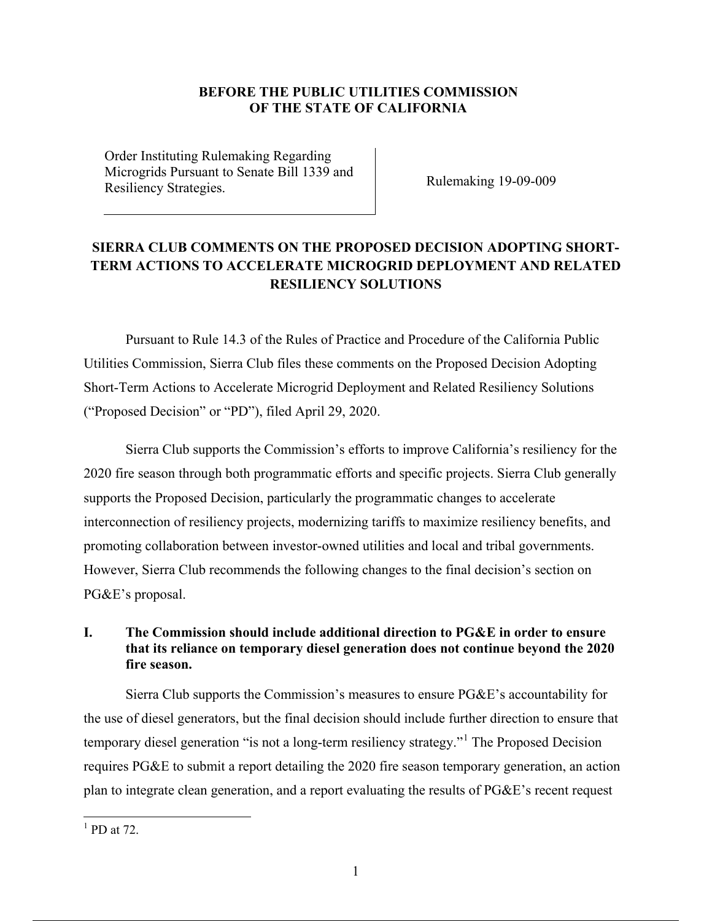**BEFORE THE PUBLIC UTILITIES COMMISSION OF THE STATE OF CALIFORNIA**

| Order Instituting Rulemaking Regarding Microgrids Pursuant to Senate Bill 1339 and Resiliency Strategies. | Rulemaking 19-09-009 |
|---|---|

## SIERRA CLUB COMMENTS ON THE PROPOSED DECISION ADOPTING SHORT-TERM ACTIONS TO ACCELERATE MICROGRID DEPLOYMENT AND RELATED RESILIENCY SOLUTIONS

Pursuant to Rule 14.3 of the Rules of Practice and Procedure of the California Public Utilities Commission, Sierra Club files these comments on the Proposed Decision Adopting Short-Term Actions to Accelerate Microgrid Deployment and Related Resiliency Solutions ("Proposed Decision" or "PD"), filed April 29, 2020.

Sierra Club supports the Commission's efforts to improve California's resiliency for the 2020 fire season through both programmatic efforts and specific projects. Sierra Club generally supports the Proposed Decision, particularly the programmatic changes to accelerate interconnection of resiliency projects, modernizing tariffs to maximize resiliency benefits, and promoting collaboration between investor-owned utilities and local and tribal governments. However, Sierra Club recommends the following changes to the final decision's section on PG&E's proposal.

### I. The Commission should include additional direction to PG&E in order to ensure that its reliance on temporary diesel generation does not continue beyond the 2020 fire season.

Sierra Club supports the Commission's measures to ensure PG&E's accountability for the use of diesel generators, but the final decision should include further direction to ensure that temporary diesel generation "is not a long-term resiliency strategy."[1] The Proposed Decision requires PG&E to submit a report detailing the 2020 fire season temporary generation, an action plan to integrate clean generation, and a report evaluating the results of PG&E's recent request

---

[1] PD at 72.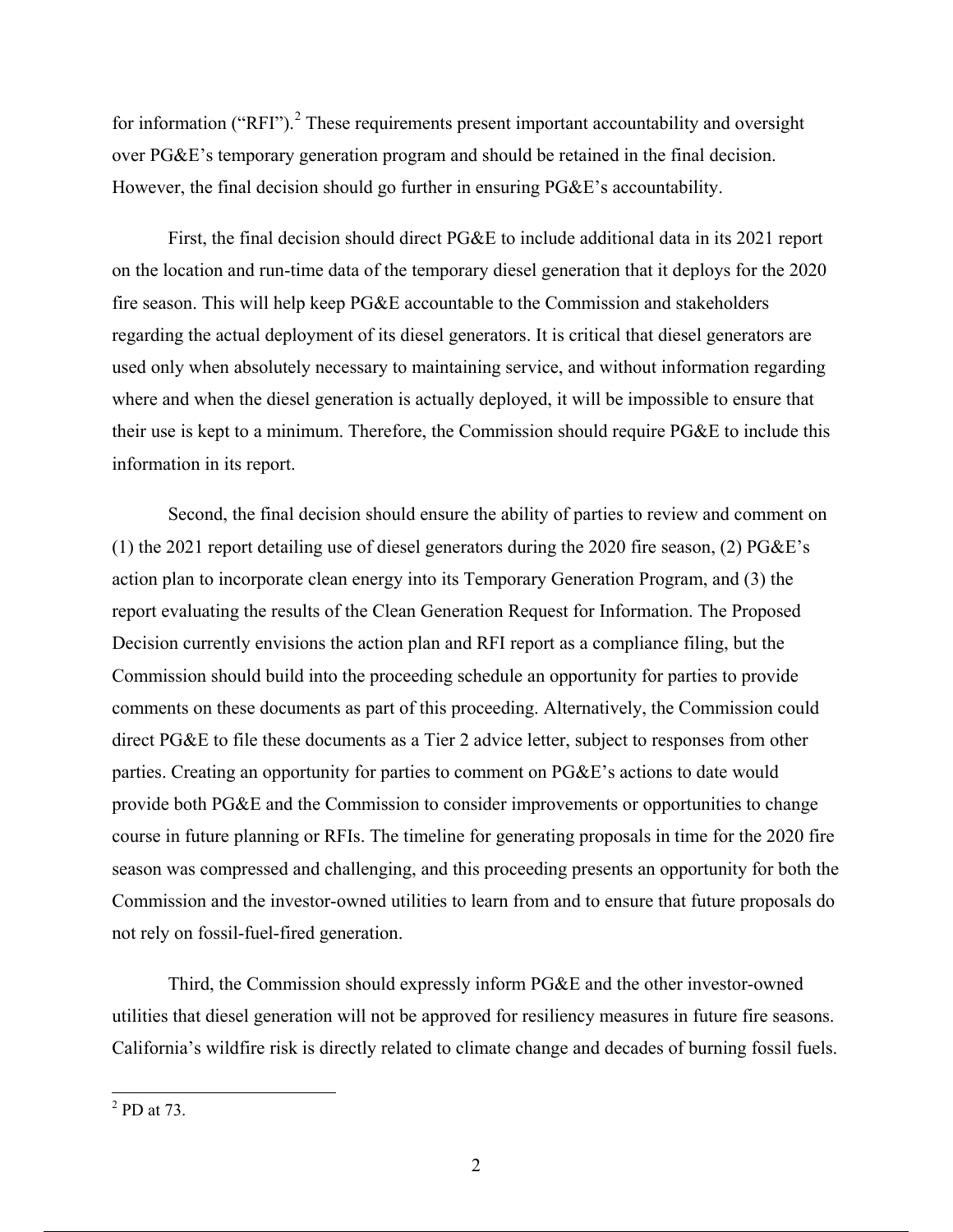for information ("RFI").[2] These requirements present important accountability and oversight over PG&E's temporary generation program and should be retained in the final decision. However, the final decision should go further in ensuring PG&E's accountability.

First, the final decision should direct PG&E to include additional data in its 2021 report on the location and run-time data of the temporary diesel generation that it deploys for the 2020 fire season. This will help keep PG&E accountable to the Commission and stakeholders regarding the actual deployment of its diesel generators. It is critical that diesel generators are used only when absolutely necessary to maintaining service, and without information regarding where and when the diesel generation is actually deployed, it will be impossible to ensure that their use is kept to a minimum. Therefore, the Commission should require PG&E to include this information in its report.

Second, the final decision should ensure the ability of parties to review and comment on (1) the 2021 report detailing use of diesel generators during the 2020 fire season, (2) PG&E's action plan to incorporate clean energy into its Temporary Generation Program, and (3) the report evaluating the results of the Clean Generation Request for Information. The Proposed Decision currently envisions the action plan and RFI report as a compliance filing, but the Commission should build into the proceeding schedule an opportunity for parties to provide comments on these documents as part of this proceeding. Alternatively, the Commission could direct PG&E to file these documents as a Tier 2 advice letter, subject to responses from other parties. Creating an opportunity for parties to comment on PG&E's actions to date would provide both PG&E and the Commission to consider improvements or opportunities to change course in future planning or RFIs. The timeline for generating proposals in time for the 2020 fire season was compressed and challenging, and this proceeding presents an opportunity for both the Commission and the investor-owned utilities to learn from and to ensure that future proposals do not rely on fossil-fuel-fired generation.

Third, the Commission should expressly inform PG&E and the other investor-owned utilities that diesel generation will not be approved for resiliency measures in future fire seasons. California's wildfire risk is directly related to climate change and decades of burning fossil fuels.

[2] PD at 73.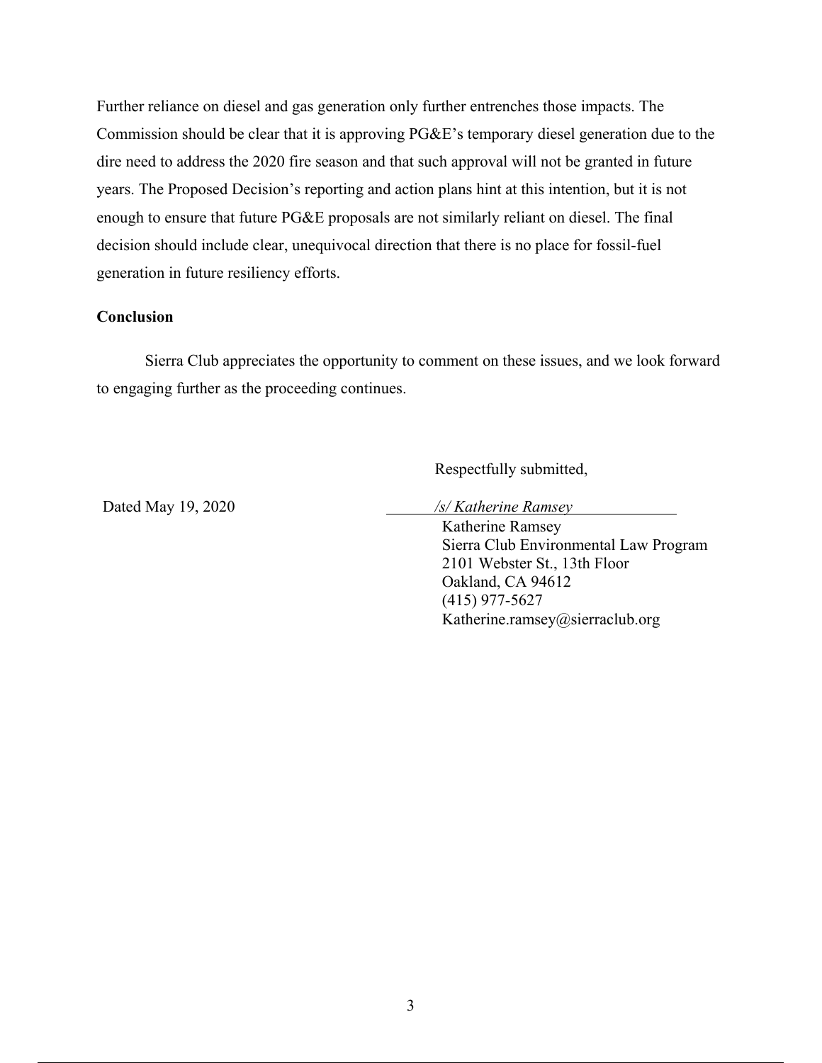Further reliance on diesel and gas generation only further entrenches those impacts. The Commission should be clear that it is approving PG&E's temporary diesel generation due to the dire need to address the 2020 fire season and that such approval will not be granted in future years. The Proposed Decision's reporting and action plans hint at this intention, but it is not enough to ensure that future PG&E proposals are not similarly reliant on diesel. The final decision should include clear, unequivocal direction that there is no place for fossil-fuel generation in future resiliency efforts.

**Conclusion**

Sierra Club appreciates the opportunity to comment on these issues, and we look forward to engaging further as the proceeding continues.

Respectfully submitted,

Dated May 19, 2020

*/s/ Katherine Ramsey*

Katherine Ramsey
Sierra Club Environmental Law Program
2101 Webster St., 13th Floor
Oakland, CA 94612
(415) 977-5627
Katherine.ramsey@sierraclub.org